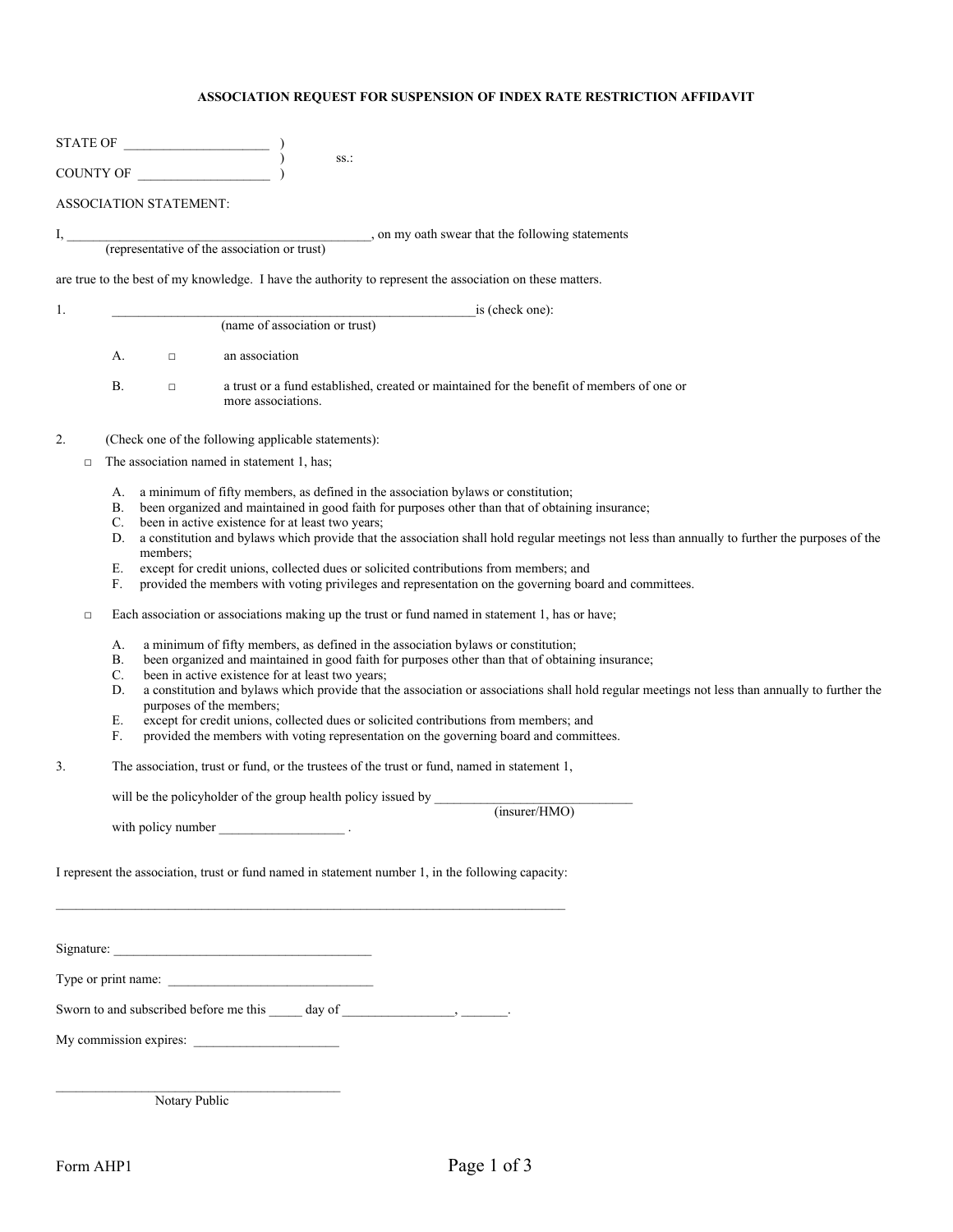# ASSOCIATION REQUEST FOR SUSPENSION OF INDEX RATE RESTRICTION AFFIDAVIT

STATE OF ______________________ )
) ss.:
COUNTY OF ____________________ )

ASSOCIATION STATEMENT:

I, ______________________________________________, on my oath swear that the following statements
(representative of the association or trust)

are true to the best of my knowledge. I have the authority to represent the association on these matters.

1. ________________________________________________________is (check one):
(name of association or trust)

   A. □ an association

   B. □ a trust or a fund established, created or maintained for the benefit of members of one or more associations.

2. (Check one of the following applicable statements):

   □ The association named in statement 1, has;

   A. a minimum of fifty members, as defined in the association bylaws or constitution;
   B. been organized and maintained in good faith for purposes other than that of obtaining insurance;
   C. been in active existence for at least two years;
   D. a constitution and bylaws which provide that the association shall hold regular meetings not less than annually to further the purposes of the members;
   E. except for credit unions, collected dues or solicited contributions from members; and
   F. provided the members with voting privileges and representation on the governing board and committees.

   □ Each association or associations making up the trust or fund named in statement 1, has or have;

   A. a minimum of fifty members, as defined in the association bylaws or constitution;
   B. been organized and maintained in good faith for purposes other than that of obtaining insurance;
   C. been in active existence for at least two years;
   D. a constitution and bylaws which provide that the association or associations shall hold regular meetings not less than annually to further the purposes of the members;
   E. except for credit unions, collected dues or solicited contributions from members; and
   F. provided the members with voting representation on the governing board and committees.

3. The association, trust or fund, or the trustees of the trust or fund, named in statement 1,

   will be the policyholder of the group health policy issued by ______________________________
   (insurer/HMO)

   with policy number ___________________ .

I represent the association, trust or fund named in statement number 1, in the following capacity:

_________________________________________________________________________________

Signature: ________________________________________

Type or print name: ________________________________

Sworn to and subscribed before me this _____ day of _________________, _______.

My commission expires: ______________________

_____________________________________________
Notary Public

Form AHP1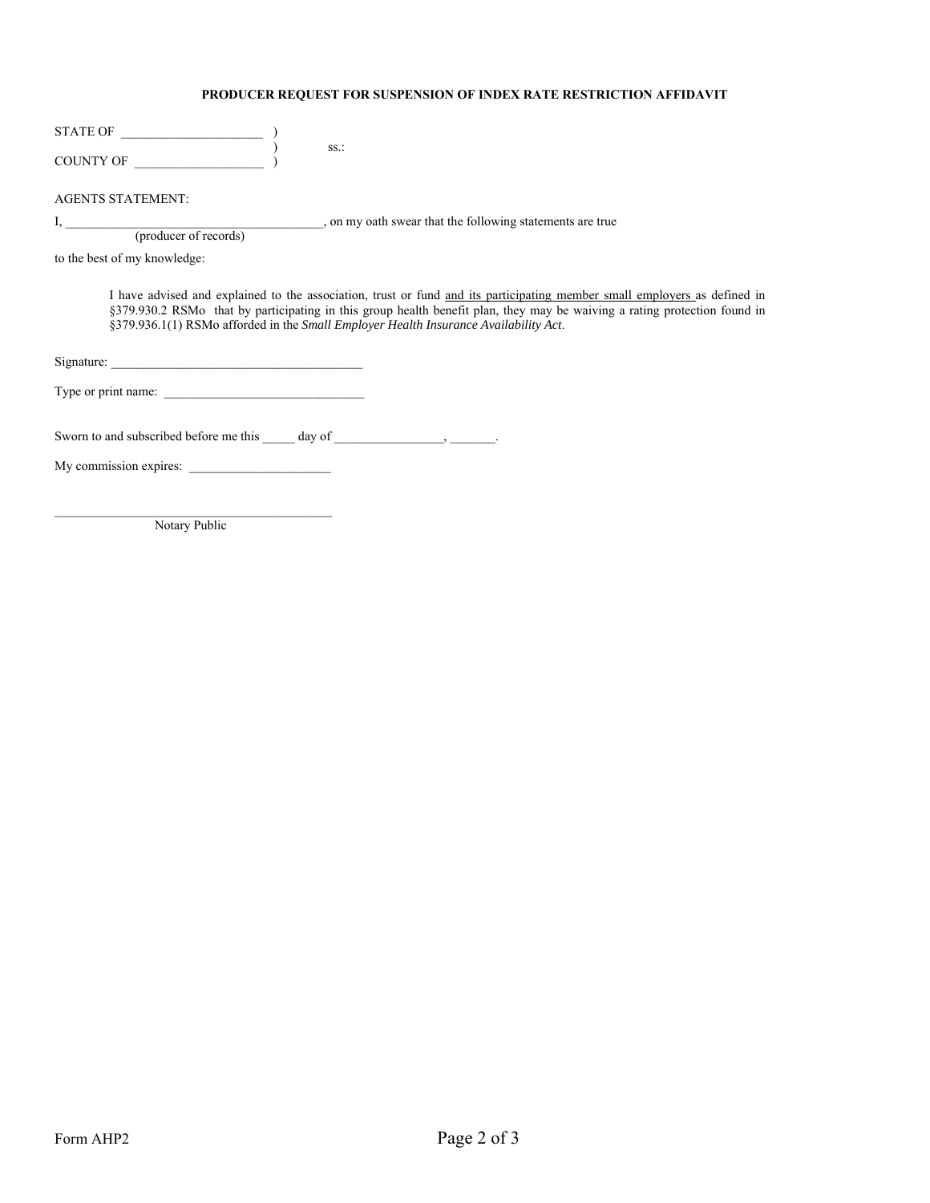**PRODUCER REQUEST FOR SUSPENSION OF INDEX RATE RESTRICTION AFFIDAVIT**

STATE OF ______________________ )
                                                          )          ss.:
COUNTY OF ____________________ )

AGENTS STATEMENT:

I, _______________________________________, on my oath swear that the following statements are true
(producer of records)

to the best of my knowledge:

> I have advised and explained to the association, trust or fund and its participating member small employers as defined in §379.930.2 RSMo that by participating in this group health benefit plan, they may be waiving a rating protection found in §379.936.1(1) RSMo afforded in the *Small Employer Health Insurance Availability Act*.

Signature: _______________________________________

Type or print name: _______________________________

Sworn to and subscribed before me this _____ day of _________________, _______.

My commission expires: ______________________

_____________________________________________
Notary Public

Form AHP2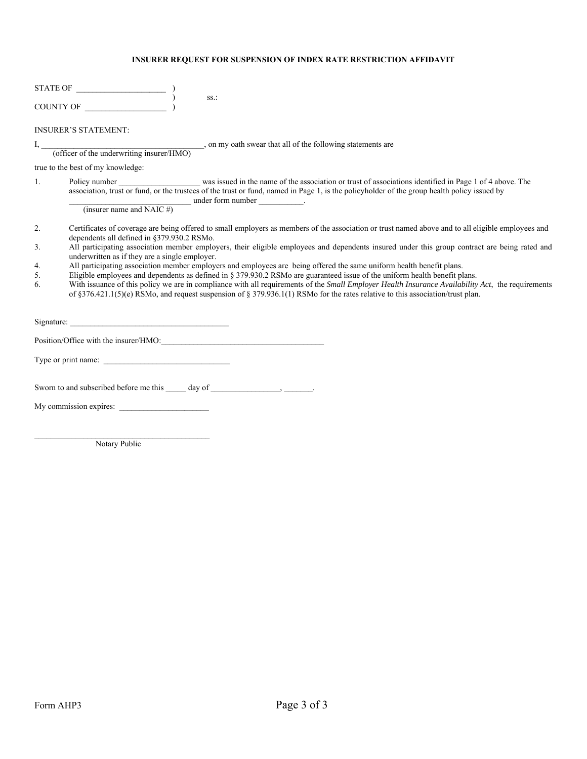**INSURER REQUEST FOR SUSPENSION OF INDEX RATE RESTRICTION AFFIDAVIT**

STATE OF \_\_\_\_\_\_\_\_\_\_\_\_\_\_\_\_\_\_\_\_\_\_ )
) ss.:
COUNTY OF \_\_\_\_\_\_\_\_\_\_\_\_\_\_\_\_\_\_\_\_ )

INSURER'S STATEMENT:

I, \_\_\_\_\_\_\_\_\_\_\_\_\_\_\_\_\_\_\_\_\_\_\_\_\_\_\_\_\_\_\_\_\_\_\_\_\_\_\_\_, on my oath swear that all of the following statements are
(officer of the underwriting insurer/HMO)

true to the best of my knowledge:

1. Policy number \_\_\_\_\_\_\_\_\_\_\_\_\_\_\_\_\_\_\_\_ was issued in the name of the association or trust of associations identified in Page 1 of 4 above. The association, trust or fund, or the trustees of the trust or fund, named in Page 1, is the policyholder of the group health policy issued by \_\_\_\_\_\_\_\_\_\_\_\_\_\_\_\_\_\_\_\_\_\_\_\_\_\_\_\_\_\_ under form number \_\_\_\_\_\_\_\_\_\_\_.
(insurer name and NAIC #)
2. Certificates of coverage are being offered to small employers as members of the association or trust named above and to all eligible employees and dependents all defined in §379.930.2 RSMo.
3. All participating association member employers, their eligible employees and dependents insured under this group contract are being rated and underwritten as if they are a single employer.
4. All participating association member employers and employees are being offered the same uniform health benefit plans.
5. Eligible employees and dependents as defined in § 379.930.2 RSMo are guaranteed issue of the uniform health benefit plans.
6. With issuance of this policy we are in compliance with all requirements of the *Small Employer Health Insurance Availability Act*, the requirements of §376.421.1(5)(e) RSMo, and request suspension of § 379.936.1(1) RSMo for the rates relative to this association/trust plan.

Signature: \_\_\_\_\_\_\_\_\_\_\_\_\_\_\_\_\_\_\_\_\_\_\_\_\_\_\_\_\_\_\_\_\_\_\_\_\_\_\_

Position/Office with the insurer/HMO:\_\_\_\_\_\_\_\_\_\_\_\_\_\_\_\_\_\_\_\_\_\_\_\_\_\_\_\_\_\_\_\_\_\_\_\_\_\_\_\_

Type or print name: \_\_\_\_\_\_\_\_\_\_\_\_\_\_\_\_\_\_\_\_\_\_\_\_\_\_\_\_\_\_\_

Sworn to and subscribed before me this \_\_\_\_\_ day of \_\_\_\_\_\_\_\_\_\_\_\_\_\_\_\_\_, \_\_\_\_\_\_\_.

My commission expires: \_\_\_\_\_\_\_\_\_\_\_\_\_\_\_\_\_\_\_\_\_\_

\_\_\_\_\_\_\_\_\_\_\_\_\_\_\_\_\_\_\_\_\_\_\_\_\_\_\_\_\_\_\_\_\_\_\_\_\_\_\_\_\_\_\_\_
Notary Public

Form AHP3